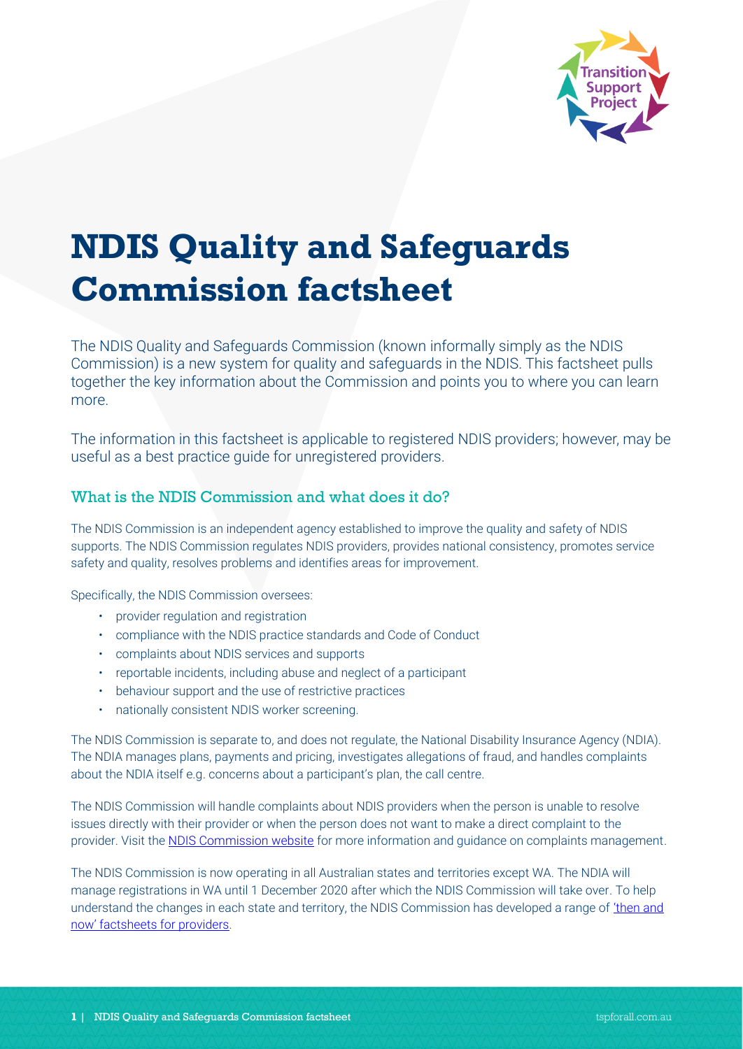# NDIS Quality and Safeguards Commission factsheet

The NDIS Quality and Safeguards Commission (known informally simply as the NDIS Commission) is a new system for quality and safeguards in the NDIS. This factsheet pulls together the key information about the Commission and points you to where you can learn more.

The information in this factsheet is applicable to registered NDIS providers; however, may be useful as a best practice guide for unregistered providers.

## What is the NDIS Commission and what does it do?

The NDIS Commission is an independent agency established to improve the quality and safety of NDIS supports. The NDIS Commission regulates NDIS providers, provides national consistency, promotes service safety and quality, resolves problems and identifies areas for improvement.

Specifically, the NDIS Commission oversees:

- provider regulation and registration
- compliance with the NDIS practice standards and Code of Conduct
- complaints about NDIS services and supports
- reportable incidents, including abuse and neglect of a participant
- behaviour support and the use of restrictive practices
- nationally consistent NDIS worker screening.

The NDIS Commission is separate to, and does not regulate, the National Disability Insurance Agency (NDIA). The NDIA manages plans, payments and pricing, investigates allegations of fraud, and handles complaints about the NDIA itself e.g. concerns about a participant's plan, the call centre.

The NDIS Commission will handle complaints about NDIS providers when the person is unable to resolve issues directly with their provider or when the person does not want to make a direct complaint to the provider. Visit the NDIS Commission website for more information and guidance on complaints management.

The NDIS Commission is now operating in all Australian states and territories except WA. The NDIA will manage registrations in WA until 1 December 2020 after which the NDIS Commission will take over. To help understand the changes in each state and territory, the NDIS Commission has developed a range of 'then and now' factsheets for providers.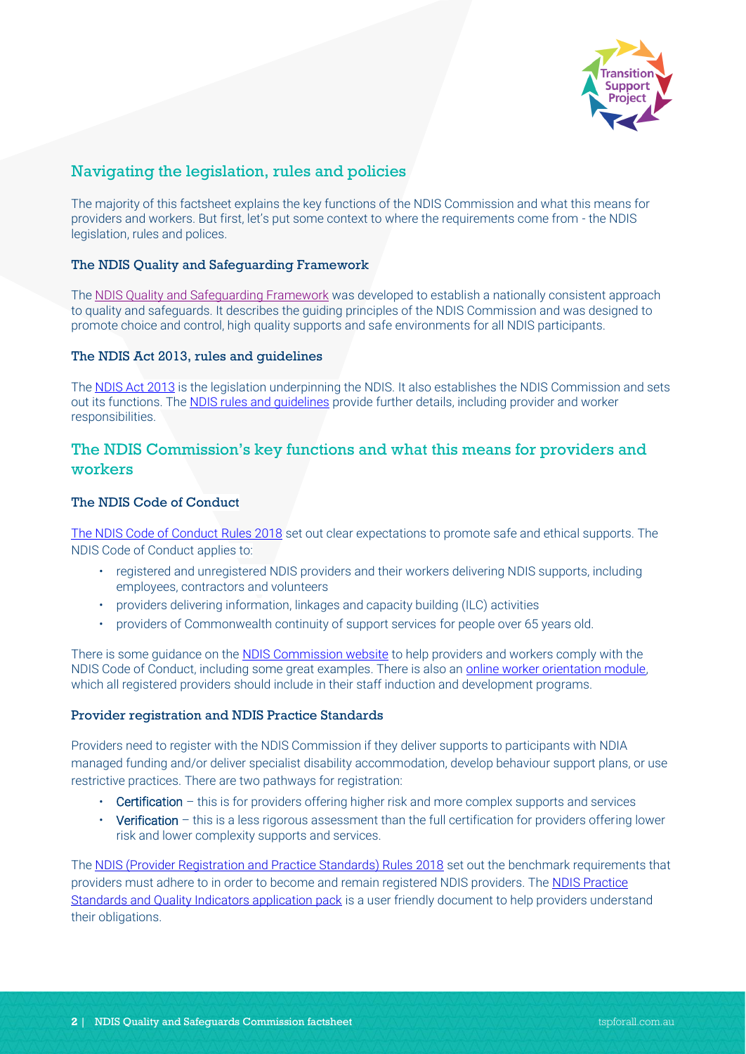## Navigating the legislation, rules and policies

The majority of this factsheet explains the key functions of the NDIS Commission and what this means for providers and workers. But first, let's put some context to where the requirements come from - the NDIS legislation, rules and polices.

### The NDIS Quality and Safeguarding Framework

The NDIS Quality and Safeguarding Framework was developed to establish a nationally consistent approach to quality and safeguards. It describes the guiding principles of the NDIS Commission and was designed to promote choice and control, high quality supports and safe environments for all NDIS participants.

### The NDIS Act 2013, rules and guidelines

The NDIS Act 2013 is the legislation underpinning the NDIS. It also establishes the NDIS Commission and sets out its functions. The NDIS rules and guidelines provide further details, including provider and worker responsibilities.

## The NDIS Commission's key functions and what this means for providers and workers

### The NDIS Code of Conduct

The NDIS Code of Conduct Rules 2018 set out clear expectations to promote safe and ethical supports. The NDIS Code of Conduct applies to:

- registered and unregistered NDIS providers and their workers delivering NDIS supports, including employees, contractors and volunteers
- providers delivering information, linkages and capacity building (ILC) activities
- providers of Commonwealth continuity of support services for people over 65 years old.

There is some guidance on the NDIS Commission website to help providers and workers comply with the NDIS Code of Conduct, including some great examples. There is also an online worker orientation module, which all registered providers should include in their staff induction and development programs.

### Provider registration and NDIS Practice Standards

Providers need to register with the NDIS Commission if they deliver supports to participants with NDIA managed funding and/or deliver specialist disability accommodation, develop behaviour support plans, or use restrictive practices. There are two pathways for registration:

- **Certification** – this is for providers offering higher risk and more complex supports and services
- **Verification** – this is a less rigorous assessment than the full certification for providers offering lower risk and lower complexity supports and services.

The NDIS (Provider Registration and Practice Standards) Rules 2018 set out the benchmark requirements that providers must adhere to in order to become and remain registered NDIS providers. The NDIS Practice Standards and Quality Indicators application pack is a user friendly document to help providers understand their obligations.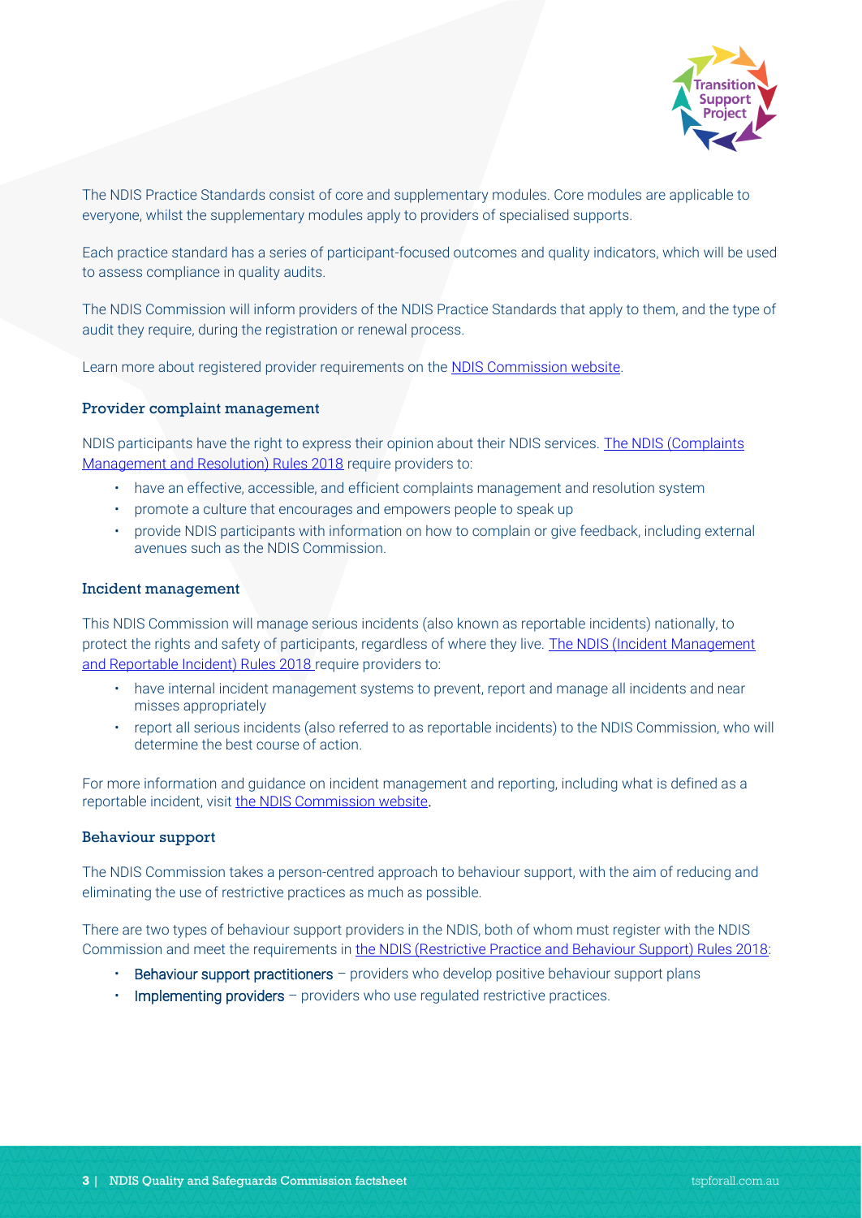The NDIS Practice Standards consist of core and supplementary modules. Core modules are applicable to everyone, whilst the supplementary modules apply to providers of specialised supports.

Each practice standard has a series of participant-focused outcomes and quality indicators, which will be used to assess compliance in quality audits.

The NDIS Commission will inform providers of the NDIS Practice Standards that apply to them, and the type of audit they require, during the registration or renewal process.

Learn more about registered provider requirements on the NDIS Commission website.

### Provider complaint management

NDIS participants have the right to express their opinion about their NDIS services. The NDIS (Complaints Management and Resolution) Rules 2018 require providers to:

- have an effective, accessible, and efficient complaints management and resolution system
- promote a culture that encourages and empowers people to speak up
- provide NDIS participants with information on how to complain or give feedback, including external avenues such as the NDIS Commission.

### Incident management

This NDIS Commission will manage serious incidents (also known as reportable incidents) nationally, to protect the rights and safety of participants, regardless of where they live. The NDIS (Incident Management and Reportable Incident) Rules 2018 require providers to:

- have internal incident management systems to prevent, report and manage all incidents and near misses appropriately
- report all serious incidents (also referred to as reportable incidents) to the NDIS Commission, who will determine the best course of action.

For more information and guidance on incident management and reporting, including what is defined as a reportable incident, visit the NDIS Commission website.

### Behaviour support

The NDIS Commission takes a person-centred approach to behaviour support, with the aim of reducing and eliminating the use of restrictive practices as much as possible.

There are two types of behaviour support providers in the NDIS, both of whom must register with the NDIS Commission and meet the requirements in the NDIS (Restrictive Practice and Behaviour Support) Rules 2018:

- **Behaviour support practitioners** – providers who develop positive behaviour support plans
- **Implementing providers** – providers who use regulated restrictive practices.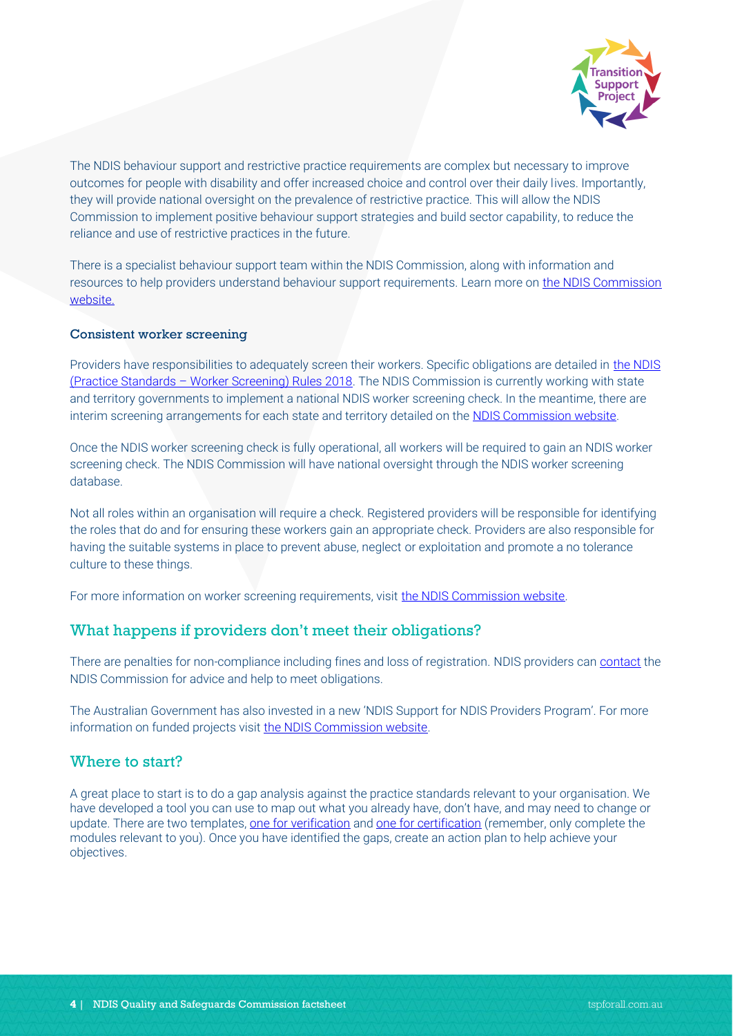The NDIS behaviour support and restrictive practice requirements are complex but necessary to improve outcomes for people with disability and offer increased choice and control over their daily lives. Importantly, they will provide national oversight on the prevalence of restrictive practice. This will allow the NDIS Commission to implement positive behaviour support strategies and build sector capability, to reduce the reliance and use of restrictive practices in the future.

There is a specialist behaviour support team within the NDIS Commission, along with information and resources to help providers understand behaviour support requirements. Learn more on the NDIS Commission website.

### Consistent worker screening

Providers have responsibilities to adequately screen their workers. Specific obligations are detailed in the NDIS (Practice Standards – Worker Screening) Rules 2018. The NDIS Commission is currently working with state and territory governments to implement a national NDIS worker screening check. In the meantime, there are interim screening arrangements for each state and territory detailed on the NDIS Commission website.

Once the NDIS worker screening check is fully operational, all workers will be required to gain an NDIS worker screening check. The NDIS Commission will have national oversight through the NDIS worker screening database.

Not all roles within an organisation will require a check. Registered providers will be responsible for identifying the roles that do and for ensuring these workers gain an appropriate check. Providers are also responsible for having the suitable systems in place to prevent abuse, neglect or exploitation and promote a no tolerance culture to these things.

For more information on worker screening requirements, visit the NDIS Commission website.

## What happens if providers don't meet their obligations?

There are penalties for non-compliance including fines and loss of registration. NDIS providers can contact the NDIS Commission for advice and help to meet obligations.

The Australian Government has also invested in a new 'NDIS Support for NDIS Providers Program'. For more information on funded projects visit the NDIS Commission website.

## Where to start?

A great place to start is to do a gap analysis against the practice standards relevant to your organisation. We have developed a tool you can use to map out what you already have, don't have, and may need to change or update. There are two templates, one for verification and one for certification (remember, only complete the modules relevant to you). Once you have identified the gaps, create an action plan to help achieve your objectives.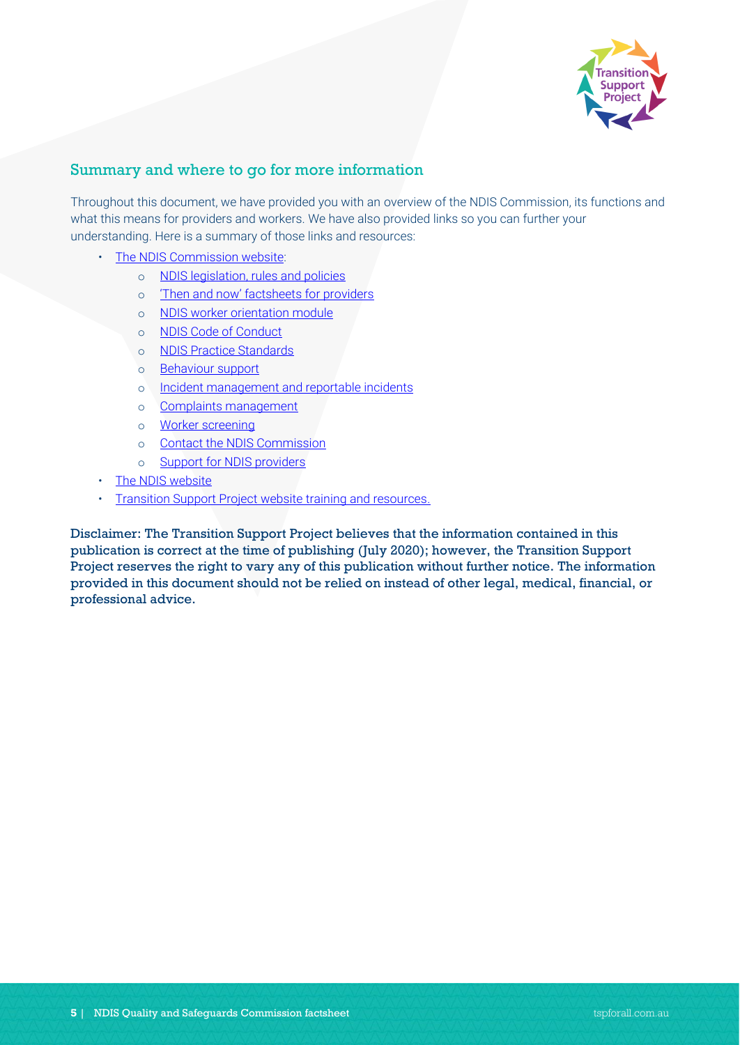## Summary and where to go for more information

Throughout this document, we have provided you with an overview of the NDIS Commission, its functions and what this means for providers and workers. We have also provided links so you can further your understanding. Here is a summary of those links and resources:

- The NDIS Commission website:
  - NDIS legislation, rules and policies
  - 'Then and now' factsheets for providers
  - NDIS worker orientation module
  - NDIS Code of Conduct
  - NDIS Practice Standards
  - Behaviour support
  - Incident management and reportable incidents
  - Complaints management
  - Worker screening
  - Contact the NDIS Commission
  - Support for NDIS providers
- The NDIS website
- Transition Support Project website training and resources.

**Disclaimer: The Transition Support Project believes that the information contained in this publication is correct at the time of publishing (July 2020); however, the Transition Support Project reserves the right to vary any of this publication without further notice. The information provided in this document should not be relied on instead of other legal, medical, financial, or professional advice.**